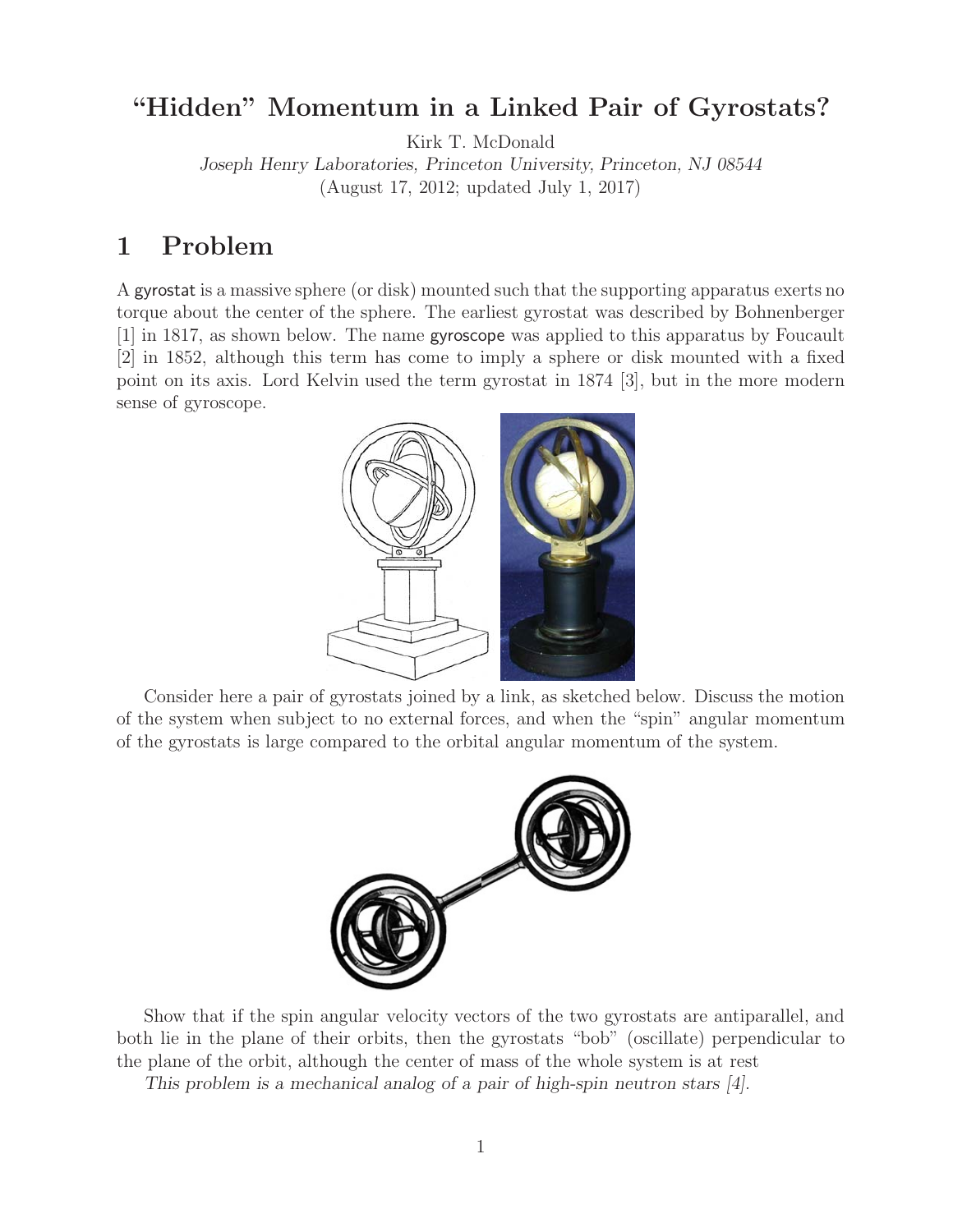# "Hidden" Momentum in a Linked Pair of Gyrostats?

Kirk T. McDonald

*Joseph Henry Laboratories, Princeton University, Princeton, NJ 08544*

(August 17, 2012; updated July 1, 2017)

## 1 Problem

A gyrostat is a massive sphere (or disk) mounted such that the supporting apparatus exerts no torque about the center of the sphere. The earliest gyrostat was described by Bohnenberger [1] in 1817, as shown below. The name gyroscope was applied to this apparatus by Foucault [2] in 1852, although this term has come to imply a sphere or disk mounted with a fixed point on its axis. Lord Kelvin used the term gyrostat in 1874 [3], but in the more modern sense of gyroscope.

Consider here a pair of gyrostats joined by a link, as sketched below. Discuss the motion of the system when subject to no external forces, and when the "spin" angular momentum of the gyrostats is large compared to the orbital angular momentum of the system.

Show that if the spin angular velocity vectors of the two gyrostats are antiparallel, and both lie in the plane of their orbits, then the gyrostats "bob" (oscillate) perpendicular to the plane of the orbit, although the center of mass of the whole system is at rest

*This problem is a mechanical analog of a pair of high-spin neutron stars [4].*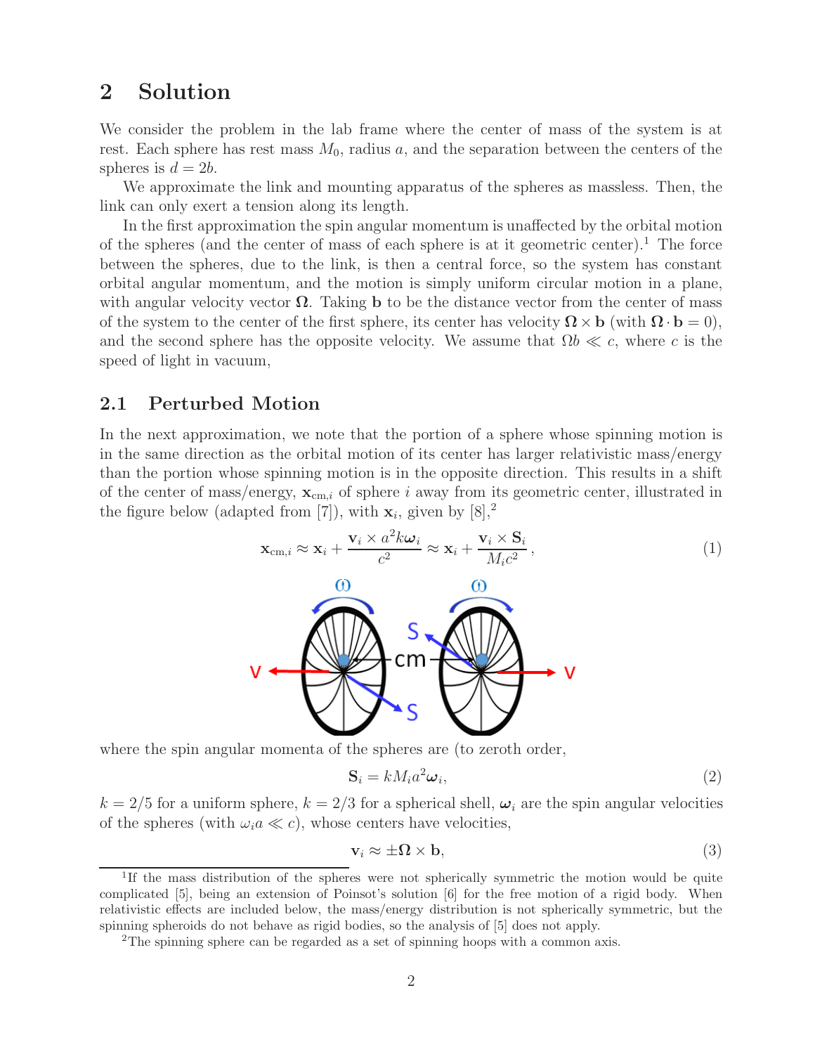## 2 Solution

We consider the problem in the lab frame where the center of mass of the system is at rest. Each sphere has rest mass $M_0$, radius $a$, and the separation between the centers of the spheres is $d = 2b$.

We approximate the link and mounting apparatus of the spheres as massless. Then, the link can only exert a tension along its length.

In the first approximation the spin angular momentum is unaffected by the orbital motion of the spheres (and the center of mass of each sphere is at it geometric center).[1] The force between the spheres, due to the link, is then a central force, so the system has constant orbital angular momentum, and the motion is simply uniform circular motion in a plane, with angular velocity vector $\mathbf{\Omega}$. Taking $\mathbf{b}$ to be the distance vector from the center of mass of the system to the center of the first sphere, its center has velocity $\mathbf{\Omega} \times \mathbf{b}$ (with $\mathbf{\Omega} \cdot \mathbf{b} = 0$), and the second sphere has the opposite velocity. We assume that $\Omega b \ll c$, where $c$ is the speed of light in vacuum,

### 2.1 Perturbed Motion

In the next approximation, we note that the portion of a sphere whose spinning motion is in the same direction as the orbital motion of its center has larger relativistic mass/energy than the portion whose spinning motion is in the opposite direction. This results in a shift of the center of mass/energy, $\mathbf{x}_{\text{cm},i}$ of sphere $i$ away from its geometric center, illustrated in the figure below (adapted from [7]), with $\mathbf{x}_i$, given by [8],[2]

$$\mathbf{x}_{\text{cm},i} \approx \mathbf{x}_i + \frac{\mathbf{v}_i \times a^2 k \boldsymbol{\omega}_i}{c^2} \approx \mathbf{x}_i + \frac{\mathbf{v}_i \times \mathbf{S}_i}{M_i c^2}, \tag{1}$$

where the spin angular momenta of the spheres are (to zeroth order,

$$\mathbf{S}_i = k M_i a^2 \boldsymbol{\omega}_i, \tag{2}$$

$k = 2/5$ for a uniform sphere, $k = 2/3$ for a spherical shell, $\boldsymbol{\omega}_i$ are the spin angular velocities of the spheres (with $\omega_i a \ll c$), whose centers have velocities,

$$\mathbf{v}_i \approx \pm \mathbf{\Omega} \times \mathbf{b}, \tag{3}$$

[1]If the mass distribution of the spheres were not spherically symmetric the motion would be quite complicated [5], being an extension of Poinsot's solution [6] for the free motion of a rigid body. When relativistic effects are included below, the mass/energy distribution is not spherically symmetric, but the spinning spheroids do not behave as rigid bodies, so the analysis of [5] does not apply.

[2]The spinning sphere can be regarded as a set of spinning hoops with a common axis.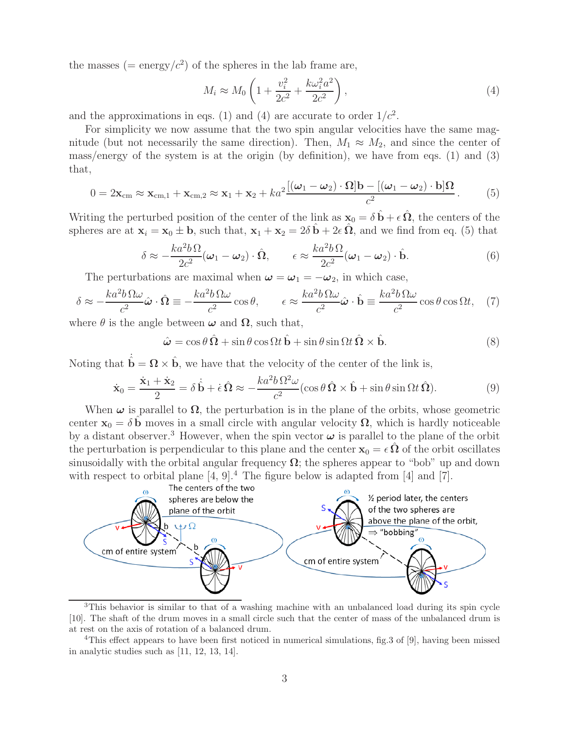the masses (= energy/$c^2$) of the spheres in the lab frame are,

$$M_i \approx M_0 \left(1 + \frac{v_i^2}{2c^2} + \frac{k\omega_i^2 a^2}{2c^2}\right), \tag{4}$$

and the approximations in eqs. (1) and (4) are accurate to order $1/c^2$.

For simplicity we now assume that the two spin angular velocities have the same magnitude (but not necessarily the same direction). Then, $M_1 \approx M_2$, and since the center of mass/energy of the system is at the origin (by definition), we have from eqs. (1) and (3) that,

$$0 = 2\mathbf{x}_{\rm cm} \approx \mathbf{x}_{{\rm cm},1} + \mathbf{x}_{{\rm cm},2} \approx \mathbf{x}_1 + \mathbf{x}_2 + ka^2 \frac{[(\boldsymbol{\omega}_1 - \boldsymbol{\omega}_2)\cdot\boldsymbol{\Omega}]\mathbf{b} - [(\boldsymbol{\omega}_1 - \boldsymbol{\omega}_2)\cdot\mathbf{b}]\boldsymbol{\Omega}}{c^2}. \tag{5}$$

Writing the perturbed position of the center of the link as $\mathbf{x}_0 = \delta\,\hat{\mathbf{b}} + \epsilon\,\hat{\boldsymbol{\Omega}}$, the centers of the spheres are at $\mathbf{x}_i = \mathbf{x}_0 \pm \mathbf{b}$, such that, $\mathbf{x}_1 + \mathbf{x}_2 = 2\delta\,\hat{\mathbf{b}} + 2\epsilon\,\hat{\boldsymbol{\Omega}}$, and we find from eq. (5) that

$$\delta \approx -\frac{ka^2 b\,\Omega}{2c^2}(\boldsymbol{\omega}_1 - \boldsymbol{\omega}_2)\cdot\hat{\boldsymbol{\Omega}}, \qquad \epsilon \approx \frac{ka^2 b\,\Omega}{2c^2}(\boldsymbol{\omega}_1 - \boldsymbol{\omega}_2)\cdot\hat{\mathbf{b}}. \tag{6}$$

The perturbations are maximal when $\boldsymbol{\omega} = \boldsymbol{\omega}_1 = -\boldsymbol{\omega}_2$, in which case,

$$\delta \approx -\frac{ka^2 b\,\Omega\omega}{c^2}\hat{\boldsymbol{\omega}}\cdot\hat{\boldsymbol{\Omega}} \equiv -\frac{ka^2 b\,\Omega\omega}{c^2}\cos\theta, \qquad \epsilon \approx \frac{ka^2 b\,\Omega\omega}{c^2}\hat{\boldsymbol{\omega}}\cdot\hat{\mathbf{b}} \equiv \frac{ka^2 b\,\Omega\omega}{c^2}\cos\theta\cos\Omega t, \tag{7}$$

where $\theta$ is the angle between $\boldsymbol{\omega}$ and $\boldsymbol{\Omega}$, such that,

$$\hat{\boldsymbol{\omega}} = \cos\theta\,\hat{\boldsymbol{\Omega}} + \sin\theta\cos\Omega t\,\hat{\mathbf{b}} + \sin\theta\sin\Omega t\,\hat{\boldsymbol{\Omega}}\times\hat{\mathbf{b}}. \tag{8}$$

Noting that $\dot{\hat{\mathbf{b}}} = \boldsymbol{\Omega}\times\hat{\mathbf{b}}$, we have that the velocity of the center of the link is,

$$\dot{\mathbf{x}}_0 = \frac{\dot{\mathbf{x}}_1 + \dot{\mathbf{x}}_2}{2} = \delta\,\dot{\hat{\mathbf{b}}} + \dot{\epsilon}\,\hat{\boldsymbol{\Omega}} \approx -\frac{ka^2 b\,\Omega^2\omega}{c^2}(\cos\theta\,\hat{\boldsymbol{\Omega}}\times\hat{\mathbf{b}} + \sin\theta\sin\Omega t\,\hat{\boldsymbol{\Omega}}). \tag{9}$$

When $\boldsymbol{\omega}$ is parallel to $\boldsymbol{\Omega}$, the perturbation is in the plane of the orbits, whose geometric center $\mathbf{x}_0 = \delta\,\hat{\mathbf{b}}$ moves in a small circle with angular velocity $\boldsymbol{\Omega}$, which is hardly noticeable by a distant observer.[3] However, when the spin vector $\boldsymbol{\omega}$ is parallel to the plane of the orbit the perturbation is perpendicular to this plane and the center $\mathbf{x}_0 = \epsilon\,\hat{\boldsymbol{\Omega}}$ of the orbit oscillates sinusoidally with the orbital angular frequency $\boldsymbol{\Omega}$; the spheres appear to "bob" up and down with respect to orbital plane [4, 9].[4] The figure below is adapted from [4] and [7].

The centers of the two spheres are below the plane of the orbit

½ period later, the centers of the two spheres are above the plane of the orbit, ⇒ "bobbing"

cm of entire system

---

[3] This behavior is similar to that of a washing machine with an unbalanced load during its spin cycle [10]. The shaft of the drum moves in a small circle such that the center of mass of the unbalanced drum is at rest on the axis of rotation of a balanced drum.

[4] This effect appears to have been first noticed in numerical simulations, fig.3 of [9], having been missed in analytic studies such as [11, 12, 13, 14].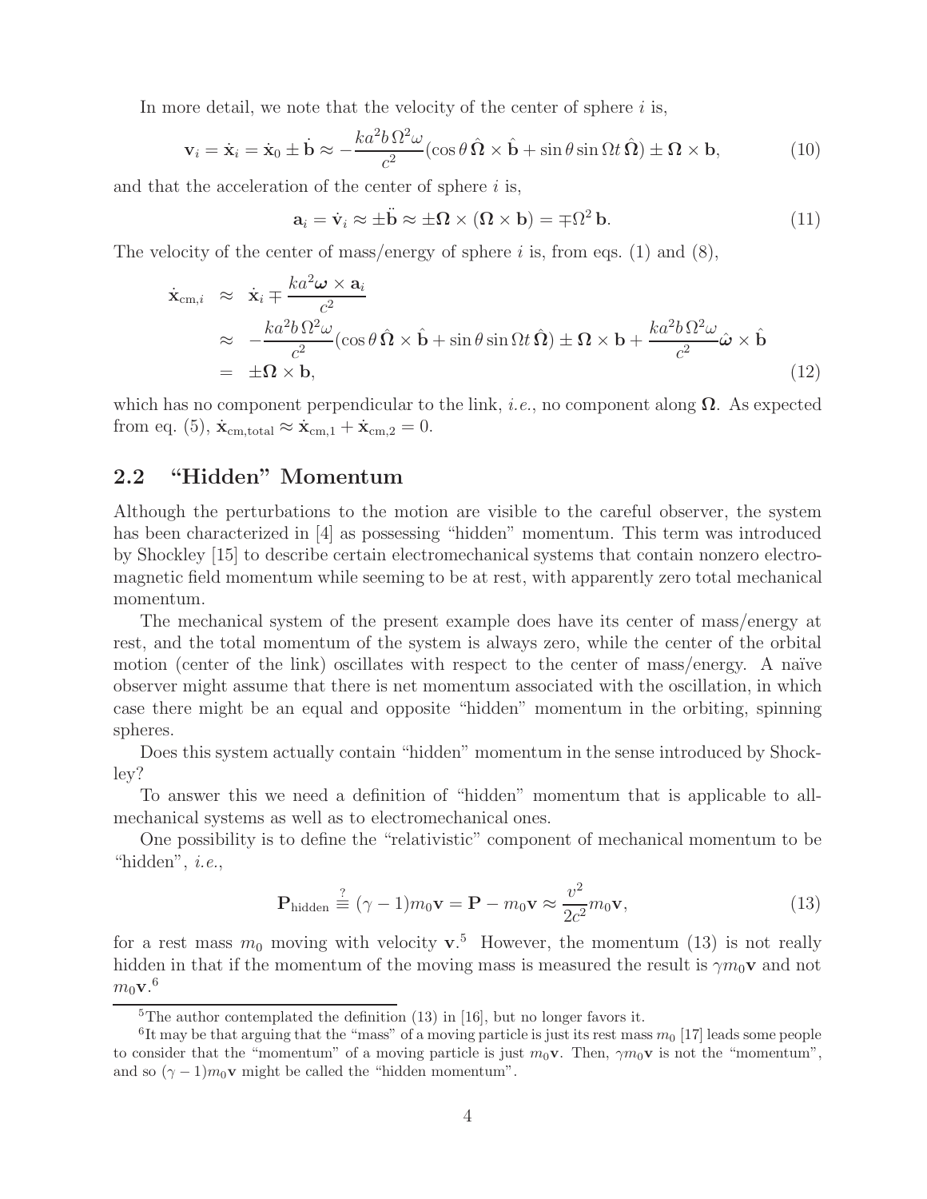In more detail, we note that the velocity of the center of sphere $i$ is,

$$\mathbf{v}_i = \dot{\mathbf{x}}_i = \dot{\mathbf{x}}_0 \pm \dot{\mathbf{b}} \approx -\frac{ka^2 b\,\Omega^2\omega}{c^2}(\cos\theta\,\hat{\mathbf{\Omega}}\times\hat{\mathbf{b}} + \sin\theta\sin\Omega t\,\hat{\mathbf{\Omega}}) \pm \mathbf{\Omega}\times\mathbf{b}, \tag{10}$$

and that the acceleration of the center of sphere $i$ is,

$$\mathbf{a}_i = \dot{\mathbf{v}}_i \approx \pm\ddot{\mathbf{b}} \approx \pm\mathbf{\Omega}\times(\mathbf{\Omega}\times\mathbf{b}) = \mp\Omega^2\,\mathbf{b}. \tag{11}$$

The velocity of the center of mass/energy of sphere $i$ is, from eqs. (1) and (8),

$$\begin{aligned}
\dot{\mathbf{x}}_{\mathrm{cm},i} &\approx \dot{\mathbf{x}}_i \mp \frac{ka^2\boldsymbol{\omega}\times\mathbf{a}_i}{c^2} \\
&\approx -\frac{ka^2 b\,\Omega^2\omega}{c^2}(\cos\theta\,\hat{\mathbf{\Omega}}\times\hat{\mathbf{b}} + \sin\theta\sin\Omega t\,\hat{\mathbf{\Omega}}) \pm \mathbf{\Omega}\times\mathbf{b} + \frac{ka^2 b\,\Omega^2\omega}{c^2}\hat{\boldsymbol{\omega}}\times\hat{\mathbf{b}} \\
&= \pm\mathbf{\Omega}\times\mathbf{b},
\end{aligned} \tag{12}$$

which has no component perpendicular to the link, *i.e.*, no component along $\mathbf{\Omega}$. As expected from eq. (5), $\dot{\mathbf{x}}_{\mathrm{cm,total}} \approx \dot{\mathbf{x}}_{\mathrm{cm},1} + \dot{\mathbf{x}}_{\mathrm{cm},2} = 0$.

## 2.2 "Hidden" Momentum

Although the perturbations to the motion are visible to the careful observer, the system has been characterized in [4] as possessing "hidden" momentum. This term was introduced by Shockley [15] to describe certain electromechanical systems that contain nonzero electromagnetic field momentum while seeming to be at rest, with apparently zero total mechanical momentum.

The mechanical system of the present example does have its center of mass/energy at rest, and the total momentum of the system is always zero, while the center of the orbital motion (center of the link) oscillates with respect to the center of mass/energy. A naïve observer might assume that there is net momentum associated with the oscillation, in which case there might be an equal and opposite "hidden" momentum in the orbiting, spinning spheres.

Does this system actually contain "hidden" momentum in the sense introduced by Shockley?

To answer this we need a definition of "hidden" momentum that is applicable to all-mechanical systems as well as to electromechanical ones.

One possibility is to define the "relativistic" component of mechanical momentum to be "hidden", *i.e.*,

$$\mathbf{P}_{\mathrm{hidden}} \overset{?}{\equiv} (\gamma - 1)m_0\mathbf{v} = \mathbf{P} - m_0\mathbf{v} \approx \frac{v^2}{2c^2}m_0\mathbf{v}, \tag{13}$$

for a rest mass $m_0$ moving with velocity $\mathbf{v}$.[5] However, the momentum (13) is not really hidden in that if the momentum of the moving mass is measured the result is $\gamma m_0\mathbf{v}$ and not $m_0\mathbf{v}$.[6]

[5] The author contemplated the definition (13) in [16], but no longer favors it.

[6] It may be that arguing that the "mass" of a moving particle is just its rest mass $m_0$ [17] leads some people to consider that the "momentum" of a moving particle is just $m_0\mathbf{v}$. Then, $\gamma m_0\mathbf{v}$ is not the "momentum", and so $(\gamma - 1)m_0\mathbf{v}$ might be called the "hidden momentum".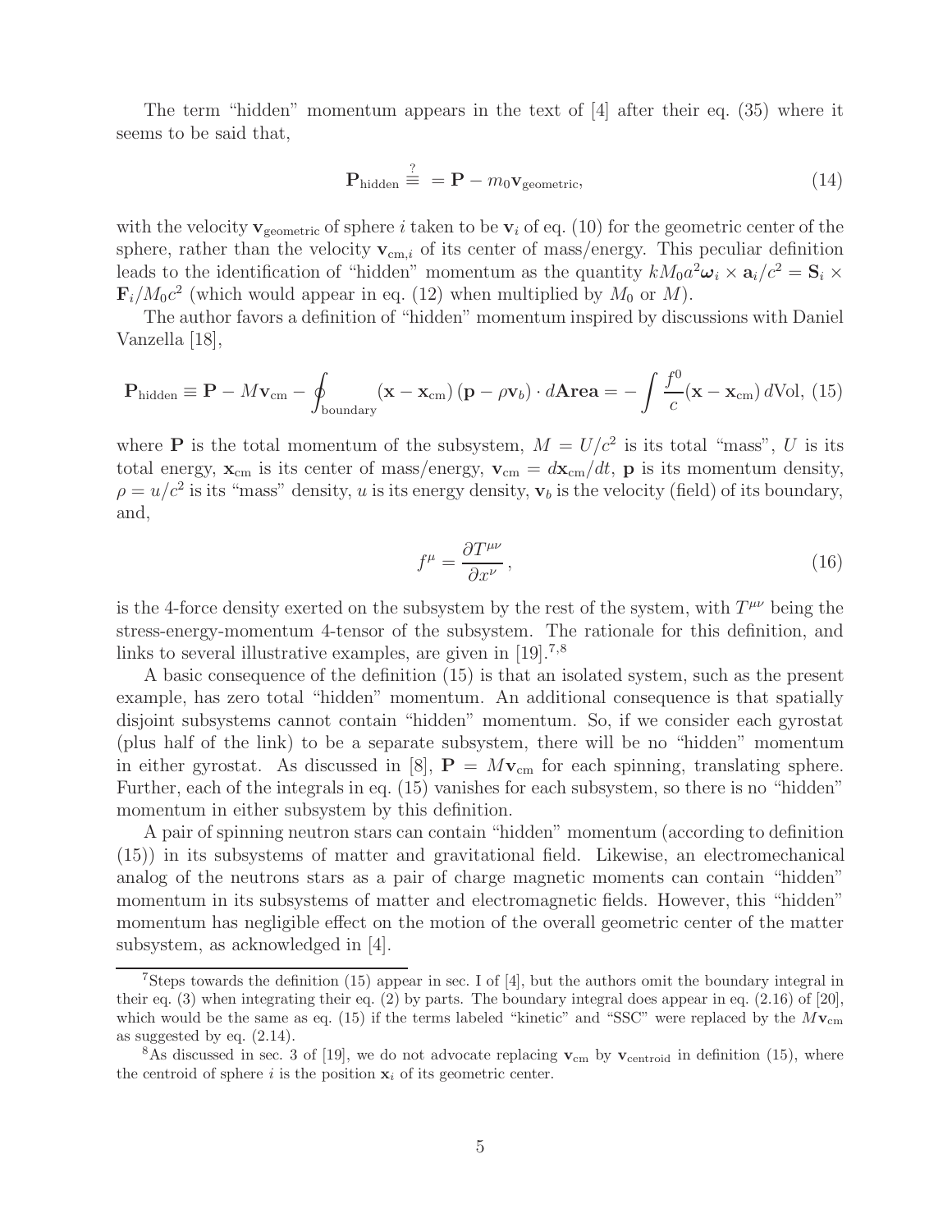The term "hidden" momentum appears in the text of [4] after their eq. (35) where it seems to be said that,

$$\mathbf{P}_{\rm hidden} \stackrel{?}{\equiv} = \mathbf{P} - m_0 \mathbf{v}_{\rm geometric}, \tag{14}$$

with the velocity $\mathbf{v}_{\rm geometric}$ of sphere $i$ taken to be $\mathbf{v}_i$ of eq. (10) for the geometric center of the sphere, rather than the velocity $\mathbf{v}_{{\rm cm},i}$ of its center of mass/energy. This peculiar definition leads to the identification of "hidden" momentum as the quantity $kM_0 a^2 \boldsymbol{\omega}_i \times \mathbf{a}_i/c^2 = \mathbf{S}_i \times \mathbf{F}_i/M_0 c^2$ (which would appear in eq. (12) when multiplied by $M_0$ or $M$).

The author favors a definition of "hidden" momentum inspired by discussions with Daniel Vanzella [18],

$$\mathbf{P}_{\rm hidden} \equiv \mathbf{P} - M\mathbf{v}_{\rm cm} - \oint_{\rm boundary} (\mathbf{x} - \mathbf{x}_{\rm cm})\,(\mathbf{p} - \rho \mathbf{v}_b) \cdot d\mathbf{Area} = -\int \frac{f^0}{c}(\mathbf{x} - \mathbf{x}_{\rm cm})\, d{\rm Vol}, \tag{15}$$

where $\mathbf{P}$ is the total momentum of the subsystem, $M = U/c^2$ is its total "mass", $U$ is its total energy, $\mathbf{x}_{\rm cm}$ is its center of mass/energy, $\mathbf{v}_{\rm cm} = d\mathbf{x}_{\rm cm}/dt$, $\mathbf{p}$ is its momentum density, $\rho = u/c^2$ is its "mass" density, $u$ is its energy density, $\mathbf{v}_b$ is the velocity (field) of its boundary, and,

$$f^\mu = \frac{\partial T^{\mu\nu}}{\partial x^\nu}\,, \tag{16}$$

is the 4-force density exerted on the subsystem by the rest of the system, with $T^{\mu\nu}$ being the stress-energy-momentum 4-tensor of the subsystem. The rationale for this definition, and links to several illustrative examples, are given in [19].[7,8]

A basic consequence of the definition (15) is that an isolated system, such as the present example, has zero total "hidden" momentum. An additional consequence is that spatially disjoint subsystems cannot contain "hidden" momentum. So, if we consider each gyrostat (plus half of the link) to be a separate subsystem, there will be no "hidden" momentum in either gyrostat. As discussed in [8], $\mathbf{P} = M\mathbf{v}_{\rm cm}$ for each spinning, translating sphere. Further, each of the integrals in eq. (15) vanishes for each subsystem, so there is no "hidden" momentum in either subsystem by this definition.

A pair of spinning neutron stars can contain "hidden" momentum (according to definition (15)) in its subsystems of matter and gravitational field. Likewise, an electromechanical analog of the neutrons stars as a pair of charge magnetic moments can contain "hidden" momentum in its subsystems of matter and electromagnetic fields. However, this "hidden" momentum has negligible effect on the motion of the overall geometric center of the matter subsystem, as acknowledged in [4].

---

[7] Steps towards the definition (15) appear in sec. I of [4], but the authors omit the boundary integral in their eq. (3) when integrating their eq. (2) by parts. The boundary integral does appear in eq. (2.16) of [20], which would be the same as eq. (15) if the terms labeled "kinetic" and "SSC" were replaced by the $M\mathbf{v}_{\rm cm}$ as suggested by eq. (2.14).

[8] As discussed in sec. 3 of [19], we do not advocate replacing $\mathbf{v}_{\rm cm}$ by $\mathbf{v}_{\rm centroid}$ in definition (15), where the centroid of sphere $i$ is the position $\mathbf{x}_i$ of its geometric center.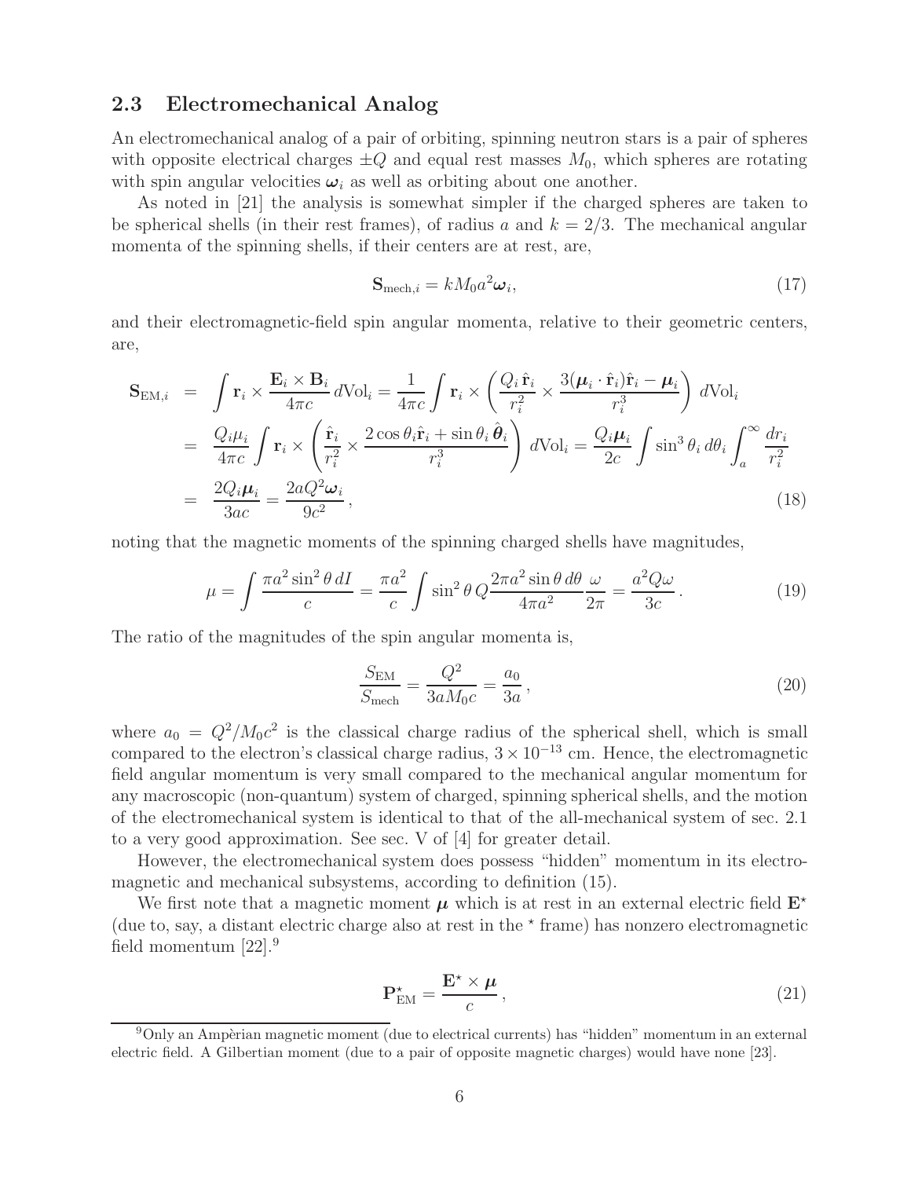### 2.3 Electromechanical Analog

An electromechanical analog of a pair of orbiting, spinning neutron stars is a pair of spheres with opposite electrical charges $\pm Q$ and equal rest masses $M_0$, which spheres are rotating with spin angular velocities $\boldsymbol{\omega}_i$ as well as orbiting about one another.

As noted in [21] the analysis is somewhat simpler if the charged spheres are taken to be spherical shells (in their rest frames), of radius $a$ and $k = 2/3$. The mechanical angular momenta of the spinning shells, if their centers are at rest, are,

$$\mathbf{S}_{\text{mech},i} = kM_0 a^2 \boldsymbol{\omega}_i, \tag{17}$$

and their electromagnetic-field spin angular momenta, relative to their geometric centers, are,

$$\begin{aligned}
\mathbf{S}_{\text{EM},i} &= \int \mathbf{r}_i \times \frac{\mathbf{E}_i \times \mathbf{B}_i}{4\pi c}\, d\text{Vol}_i = \frac{1}{4\pi c} \int \mathbf{r}_i \times \left( \frac{Q_i\, \hat{\mathbf{r}}_i}{r_i^2} \times \frac{3(\boldsymbol{\mu}_i \cdot \hat{\mathbf{r}}_i)\hat{\mathbf{r}}_i - \boldsymbol{\mu}_i}{r_i^3} \right) d\text{Vol}_i \\
&= \frac{Q_i \mu_i}{4\pi c} \int \mathbf{r}_i \times \left( \frac{\hat{\mathbf{r}}_i}{r_i^2} \times \frac{2\cos\theta_i \hat{\mathbf{r}}_i + \sin\theta_i\, \hat{\boldsymbol{\theta}}_i}{r_i^3} \right) d\text{Vol}_i = \frac{Q_i \boldsymbol{\mu}_i}{2c} \int \sin^3\theta_i\, d\theta_i \int_a^\infty \frac{dr_i}{r_i^2} \\
&= \frac{2Q_i \boldsymbol{\mu}_i}{3ac} = \frac{2aQ^2 \boldsymbol{\omega}_i}{9c^2},
\end{aligned} \tag{18}$$

noting that the magnetic moments of the spinning charged shells have magnitudes,

$$\mu = \int \frac{\pi a^2 \sin^2\theta\, dI}{c} = \frac{\pi a^2}{c} \int \sin^2\theta\, Q \frac{2\pi a^2 \sin\theta\, d\theta}{4\pi a^2} \frac{\omega}{2\pi} = \frac{a^2 Q \omega}{3c}. \tag{19}$$

The ratio of the magnitudes of the spin angular momenta is,

$$\frac{S_{\text{EM}}}{S_{\text{mech}}} = \frac{Q^2}{3aM_0 c} = \frac{a_0}{3a}, \tag{20}$$

where $a_0 = Q^2/M_0c^2$ is the classical charge radius of the spherical shell, which is small compared to the electron's classical charge radius, $3 \times 10^{-13}$ cm. Hence, the electromagnetic field angular momentum is very small compared to the mechanical angular momentum for any macroscopic (non-quantum) system of charged, spinning spherical shells, and the motion of the electromechanical system is identical to that of the all-mechanical system of sec. 2.1 to a very good approximation. See sec. V of [4] for greater detail.

However, the electromechanical system does possess "hidden" momentum in its electromagnetic and mechanical subsystems, according to definition (15).

We first note that a magnetic moment $\boldsymbol{\mu}$ which is at rest in an external electric field $\mathbf{E}^\star$ (due to, say, a distant electric charge also at rest in the $^\star$ frame) has nonzero electromagnetic field momentum [22].[9]

$$\mathbf{P}^\star_{\text{EM}} = \frac{\mathbf{E}^\star \times \boldsymbol{\mu}}{c}, \tag{21}$$

[9] Only an Ampèrian magnetic moment (due to electrical currents) has "hidden" momentum in an external electric field. A Gilbertian moment (due to a pair of opposite magnetic charges) would have none [23].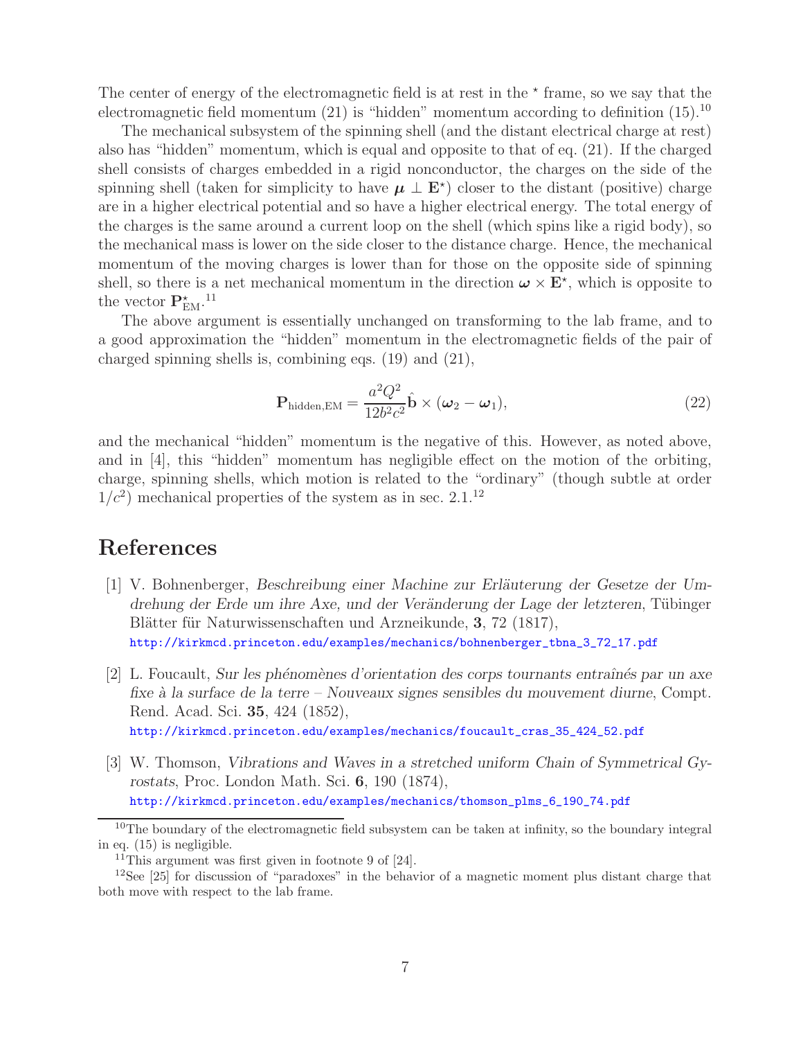The center of energy of the electromagnetic field is at rest in the $\star$ frame, so we say that the electromagnetic field momentum (21) is "hidden" momentum according to definition (15).[10]

The mechanical subsystem of the spinning shell (and the distant electrical charge at rest) also has "hidden" momentum, which is equal and opposite to that of eq. (21). If the charged shell consists of charges embedded in a rigid nonconductor, the charges on the side of the spinning shell (taken for simplicity to have $\boldsymbol{\mu} \perp \mathbf{E}^\star$) closer to the distant (positive) charge are in a higher electrical potential and so have a higher electrical energy. The total energy of the charges is the same around a current loop on the shell (which spins like a rigid body), so the mechanical mass is lower on the side closer to the distance charge. Hence, the mechanical momentum of the moving charges is lower than for those on the opposite side of spinning shell, so there is a net mechanical momentum in the direction $\boldsymbol{\omega} \times \mathbf{E}^\star$, which is opposite to the vector $\mathbf{P}^\star_{\rm EM}$.[11]

The above argument is essentially unchanged on transforming to the lab frame, and to a good approximation the "hidden" momentum in the electromagnetic fields of the pair of charged spinning shells is, combining eqs. (19) and (21),

$$\mathbf{P}_{\rm hidden,EM} = \frac{a^2 Q^2}{12 b^2 c^2} \hat{\mathbf{b}} \times (\boldsymbol{\omega}_2 - \boldsymbol{\omega}_1), \tag{22}$$

and the mechanical "hidden" momentum is the negative of this. However, as noted above, and in [4], this "hidden" momentum has negligible effect on the motion of the orbiting, charge, spinning shells, which motion is related to the "ordinary" (though subtle at order $1/c^2$) mechanical properties of the system as in sec. 2.1.[12]

# References

[1] V. Bohnenberger, *Beschreibung einer Machine zur Erläuterung der Gesetze der Umdrehung der Erde um ihre Axe, und der Veränderung der Lage der letzteren*, Tübinger Blätter für Naturwissenschaften und Arzneikunde, **3**, 72 (1817),
http://kirkmcd.princeton.edu/examples/mechanics/bohnenberger_tbna_3_72_17.pdf

[2] L. Foucault, *Sur les phénomènes d'orientation des corps tournants entraînés par un axe fixe à la surface de la terre – Nouveaux signes sensibles du mouvement diurne*, Compt. Rend. Acad. Sci. **35**, 424 (1852),
http://kirkmcd.princeton.edu/examples/mechanics/foucault_cras_35_424_52.pdf

[3] W. Thomson, *Vibrations and Waves in a stretched uniform Chain of Symmetrical Gyrostats*, Proc. London Math. Sci. **6**, 190 (1874),
http://kirkmcd.princeton.edu/examples/mechanics/thomson_plms_6_190_74.pdf

[10] The boundary of the electromagnetic field subsystem can be taken at infinity, so the boundary integral in eq. (15) is negligible.

[11] This argument was first given in footnote 9 of [24].

[12] See [25] for discussion of "paradoxes" in the behavior of a magnetic moment plus distant charge that both move with respect to the lab frame.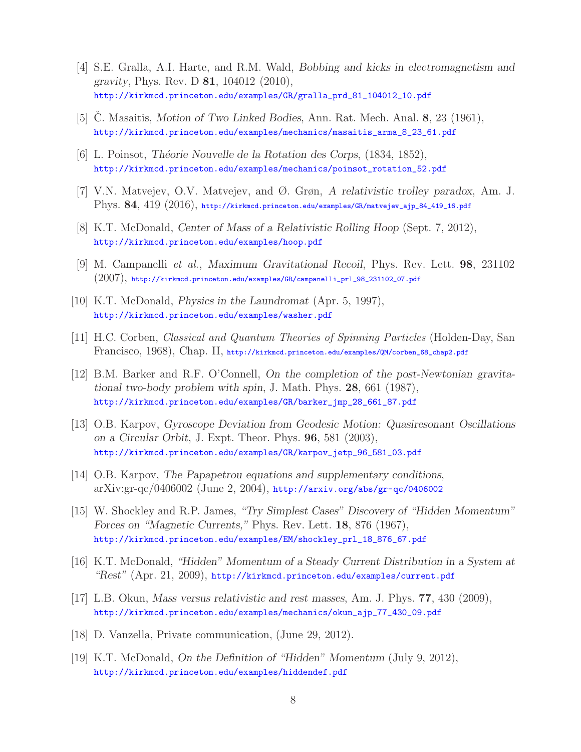[4] S.E. Gralla, A.I. Harte, and R.M. Wald, *Bobbing and kicks in electromagnetism and gravity*, Phys. Rev. D **81**, 104012 (2010), http://kirkmcd.princeton.edu/examples/GR/gralla_prd_81_104012_10.pdf

[5] Č. Masaitis, *Motion of Two Linked Bodies*, Ann. Rat. Mech. Anal. **8**, 23 (1961), http://kirkmcd.princeton.edu/examples/mechanics/masaitis_arma_8_23_61.pdf

[6] L. Poinsot, *Théorie Nouvelle de la Rotation des Corps*, (1834, 1852), http://kirkmcd.princeton.edu/examples/mechanics/poinsot_rotation_52.pdf

[7] V.N. Matvejev, O.V. Matvejev, and Ø. Grøn, *A relativistic trolley paradox*, Am. J. Phys. **84**, 419 (2016), http://kirkmcd.princeton.edu/examples/GR/matvejev_ajp_84_419_16.pdf

[8] K.T. McDonald, *Center of Mass of a Relativistic Rolling Hoop* (Sept. 7, 2012), http://kirkmcd.princeton.edu/examples/hoop.pdf

[9] M. Campanelli *et al.*, *Maximum Gravitational Recoil*, Phys. Rev. Lett. **98**, 231102 (2007), http://kirkmcd.princeton.edu/examples/GR/campanelli_prl_98_231102_07.pdf

[10] K.T. McDonald, *Physics in the Laundromat* (Apr. 5, 1997), http://kirkmcd.princeton.edu/examples/washer.pdf

[11] H.C. Corben, *Classical and Quantum Theories of Spinning Particles* (Holden-Day, San Francisco, 1968), Chap. II, http://kirkmcd.princeton.edu/examples/QM/corben_68_chap2.pdf

[12] B.M. Barker and R.F. O'Connell, *On the completion of the post-Newtonian gravitational two-body problem with spin*, J. Math. Phys. **28**, 661 (1987), http://kirkmcd.princeton.edu/examples/GR/barker_jmp_28_661_87.pdf

[13] O.B. Karpov, *Gyroscope Deviation from Geodesic Motion: Quasiresonant Oscillations on a Circular Orbit*, J. Expt. Theor. Phys. **96**, 581 (2003), http://kirkmcd.princeton.edu/examples/GR/karpov_jetp_96_581_03.pdf

[14] O.B. Karpov, *The Papapetrou equations and supplementary conditions*, arXiv:gr-qc/0406002 (June 2, 2004), http://arxiv.org/abs/gr-qc/0406002

[15] W. Shockley and R.P. James, *"Try Simplest Cases" Discovery of "Hidden Momentum" Forces on "Magnetic Currents,"* Phys. Rev. Lett. **18**, 876 (1967), http://kirkmcd.princeton.edu/examples/EM/shockley_prl_18_876_67.pdf

[16] K.T. McDonald, *"Hidden" Momentum of a Steady Current Distribution in a System at "Rest"* (Apr. 21, 2009), http://kirkmcd.princeton.edu/examples/current.pdf

[17] L.B. Okun, *Mass versus relativistic and rest masses*, Am. J. Phys. **77**, 430 (2009), http://kirkmcd.princeton.edu/examples/mechanics/okun_ajp_77_430_09.pdf

[18] D. Vanzella, Private communication, (June 29, 2012).

[19] K.T. McDonald, *On the Definition of "Hidden" Momentum* (July 9, 2012), http://kirkmcd.princeton.edu/examples/hiddendef.pdf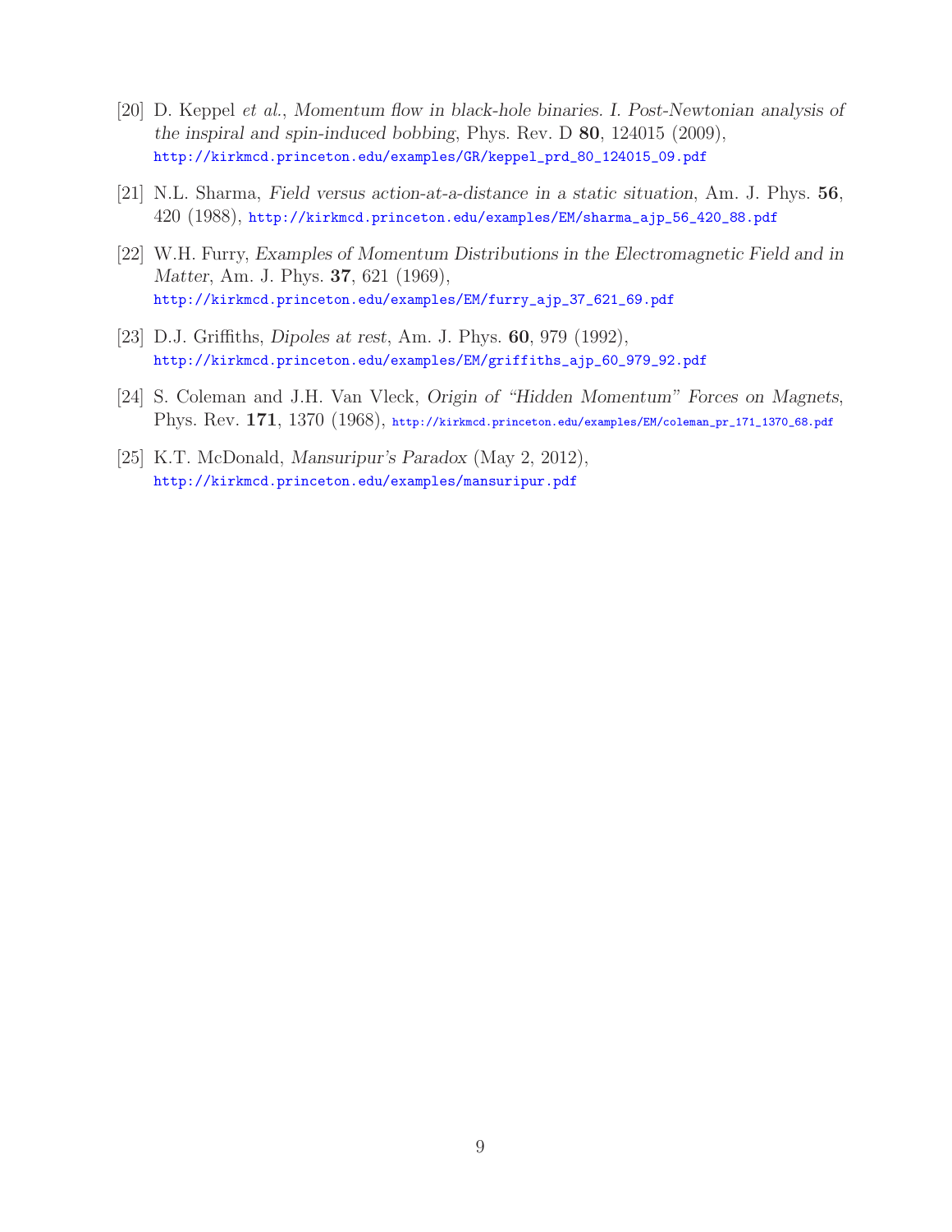[20] D. Keppel *et al.*, *Momentum flow in black-hole binaries. I. Post-Newtonian analysis of the inspiral and spin-induced bobbing*, Phys. Rev. D **80**, 124015 (2009), http://kirkmcd.princeton.edu/examples/GR/keppel_prd_80_124015_09.pdf

[21] N.L. Sharma, *Field versus action-at-a-distance in a static situation*, Am. J. Phys. **56**, 420 (1988), http://kirkmcd.princeton.edu/examples/EM/sharma_ajp_56_420_88.pdf

[22] W.H. Furry, *Examples of Momentum Distributions in the Electromagnetic Field and in Matter*, Am. J. Phys. **37**, 621 (1969), http://kirkmcd.princeton.edu/examples/EM/furry_ajp_37_621_69.pdf

[23] D.J. Griffiths, *Dipoles at rest*, Am. J. Phys. **60**, 979 (1992), http://kirkmcd.princeton.edu/examples/EM/griffiths_ajp_60_979_92.pdf

[24] S. Coleman and J.H. Van Vleck, *Origin of "Hidden Momentum" Forces on Magnets*, Phys. Rev. **171**, 1370 (1968), http://kirkmcd.princeton.edu/examples/EM/coleman_pr_171_1370_68.pdf

[25] K.T. McDonald, *Mansuripur's Paradox* (May 2, 2012), http://kirkmcd.princeton.edu/examples/mansuripur.pdf